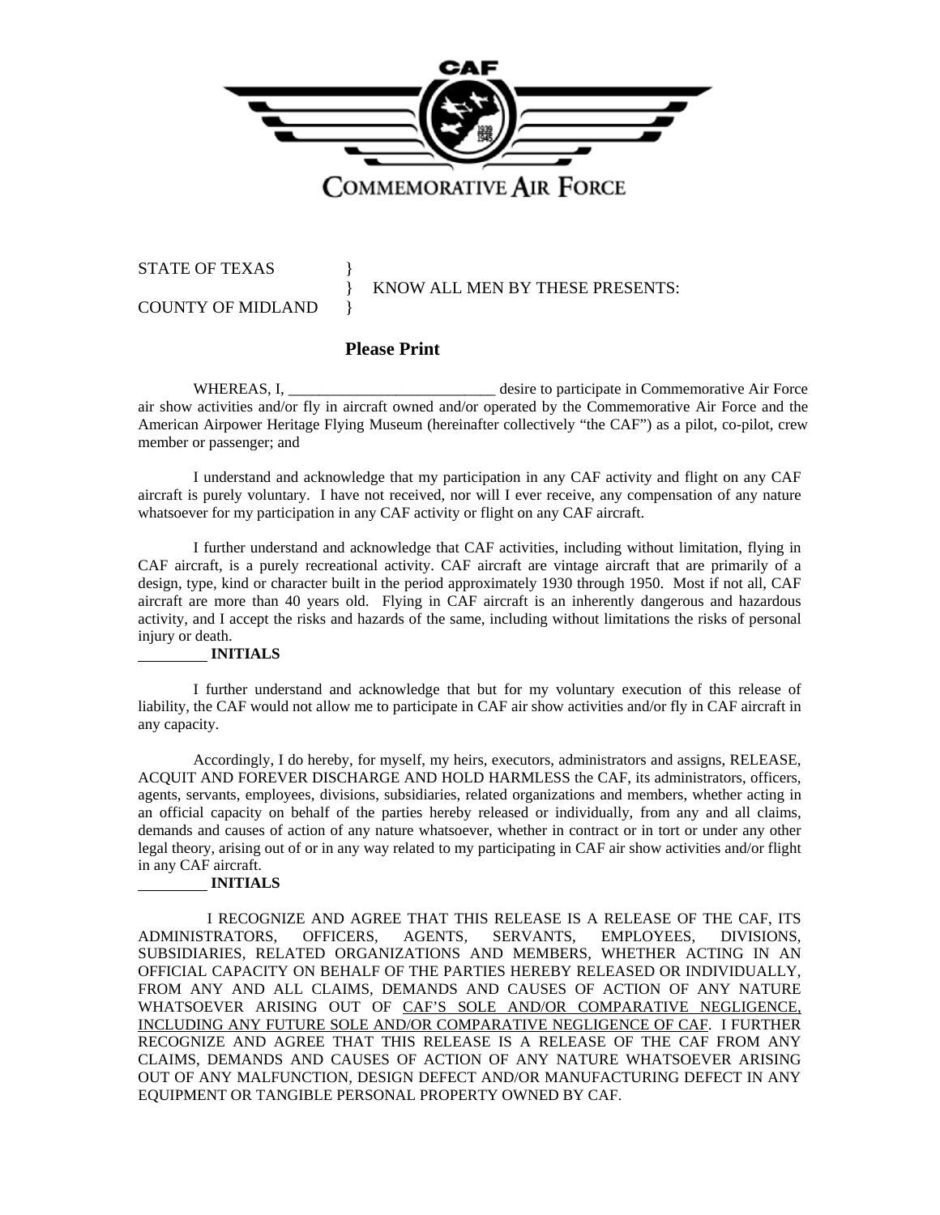CAF

COMMEMORATIVE AIR FORCE

STATE OF TEXAS }
} KNOW ALL MEN BY THESE PRESENTS:
COUNTY OF MIDLAND }

**Please Print**

WHEREAS, I, ___________________________ desire to participate in Commemorative Air Force air show activities and/or fly in aircraft owned and/or operated by the Commemorative Air Force and the American Airpower Heritage Flying Museum (hereinafter collectively "the CAF") as a pilot, co-pilot, crew member or passenger; and

I understand and acknowledge that my participation in any CAF activity and flight on any CAF aircraft is purely voluntary. I have not received, nor will I ever receive, any compensation of any nature whatsoever for my participation in any CAF activity or flight on any CAF aircraft.

I further understand and acknowledge that CAF activities, including without limitation, flying in CAF aircraft, is a purely recreational activity. CAF aircraft are vintage aircraft that are primarily of a design, type, kind or character built in the period approximately 1930 through 1950. Most if not all, CAF aircraft are more than 40 years old. Flying in CAF aircraft is an inherently dangerous and hazardous activity, and I accept the risks and hazards of the same, including without limitations the risks of personal injury or death.

_________ **INITIALS**

I further understand and acknowledge that but for my voluntary execution of this release of liability, the CAF would not allow me to participate in CAF air show activities and/or fly in CAF aircraft in any capacity.

Accordingly, I do hereby, for myself, my heirs, executors, administrators and assigns, RELEASE, ACQUIT AND FOREVER DISCHARGE AND HOLD HARMLESS the CAF, its administrators, officers, agents, servants, employees, divisions, subsidiaries, related organizations and members, whether acting in an official capacity on behalf of the parties hereby released or individually, from any and all claims, demands and causes of action of any nature whatsoever, whether in contract or in tort or under any other legal theory, arising out of or in any way related to my participating in CAF air show activities and/or flight in any CAF aircraft.

_________ **INITIALS**

I RECOGNIZE AND AGREE THAT THIS RELEASE IS A RELEASE OF THE CAF, ITS ADMINISTRATORS, OFFICERS, AGENTS, SERVANTS, EMPLOYEES, DIVISIONS, SUBSIDIARIES, RELATED ORGANIZATIONS AND MEMBERS, WHETHER ACTING IN AN OFFICIAL CAPACITY ON BEHALF OF THE PARTIES HEREBY RELEASED OR INDIVIDUALLY, FROM ANY AND ALL CLAIMS, DEMANDS AND CAUSES OF ACTION OF ANY NATURE WHATSOEVER ARISING OUT OF <u>CAF'S SOLE AND/OR COMPARATIVE NEGLIGENCE, INCLUDING ANY FUTURE SOLE AND/OR COMPARATIVE NEGLIGENCE OF CAF</u>. I FURTHER RECOGNIZE AND AGREE THAT THIS RELEASE IS A RELEASE OF THE CAF FROM ANY CLAIMS, DEMANDS AND CAUSES OF ACTION OF ANY NATURE WHATSOEVER ARISING OUT OF ANY MALFUNCTION, DESIGN DEFECT AND/OR MANUFACTURING DEFECT IN ANY EQUIPMENT OR TANGIBLE PERSONAL PROPERTY OWNED BY CAF.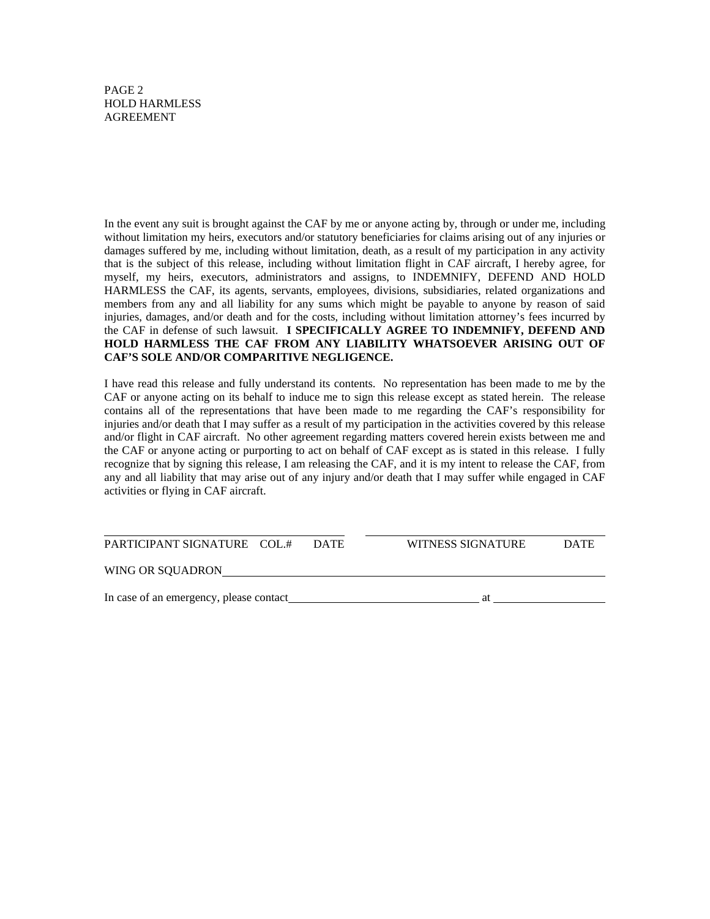PAGE 2
HOLD HARMLESS
AGREEMENT

In the event any suit is brought against the CAF by me or anyone acting by, through or under me, including without limitation my heirs, executors and/or statutory beneficiaries for claims arising out of any injuries or damages suffered by me, including without limitation, death, as a result of my participation in any activity that is the subject of this release, including without limitation flight in CAF aircraft, I hereby agree, for myself, my heirs, executors, administrators and assigns, to INDEMNIFY, DEFEND AND HOLD HARMLESS the CAF, its agents, servants, employees, divisions, subsidiaries, related organizations and members from any and all liability for any sums which might be payable to anyone by reason of said injuries, damages, and/or death and for the costs, including without limitation attorney's fees incurred by the CAF in defense of such lawsuit. **I SPECIFICALLY AGREE TO INDEMNIFY, DEFEND AND HOLD HARMLESS THE CAF FROM ANY LIABILITY WHATSOEVER ARISING OUT OF CAF'S SOLE AND/OR COMPARITIVE NEGLIGENCE.**

I have read this release and fully understand its contents. No representation has been made to me by the CAF or anyone acting on its behalf to induce me to sign this release except as stated herein. The release contains all of the representations that have been made to me regarding the CAF's responsibility for injuries and/or death that I may suffer as a result of my participation in the activities covered by this release and/or flight in CAF aircraft. No other agreement regarding matters covered herein exists between me and the CAF or anyone acting or purporting to act on behalf of CAF except as is stated in this release. I fully recognize that by signing this release, I am releasing the CAF, and it is my intent to release the CAF, from any and all liability that may arise out of any injury and/or death that I may suffer while engaged in CAF activities or flying in CAF aircraft.

\_\_\_\_\_\_\_\_\_\_\_\_\_\_\_\_\_\_\_\_\_\_\_\_\_\_\_\_\_\_\_\_\_\_\_\_\_\_\_\_ \_\_\_\_\_\_\_\_\_\_\_\_\_\_\_\_\_\_\_\_\_\_\_\_\_\_\_\_\_\_\_\_\_\_\_\_\_\_\_\_

PARTICIPANT SIGNATURE COL.# DATE WITNESS SIGNATURE DATE

WING OR SQUADRON\_\_\_\_\_\_\_\_\_\_\_\_\_\_\_\_\_\_\_\_\_\_\_\_\_\_\_\_\_\_\_\_\_\_\_\_\_\_\_\_\_\_\_\_\_\_\_\_\_\_\_\_\_\_\_\_

In case of an emergency, please contact\_\_\_\_\_\_\_\_\_\_\_\_\_\_\_\_\_\_\_\_\_\_\_\_\_\_\_\_\_\_\_\_ at \_\_\_\_\_\_\_\_\_\_\_\_\_\_\_\_\_\_